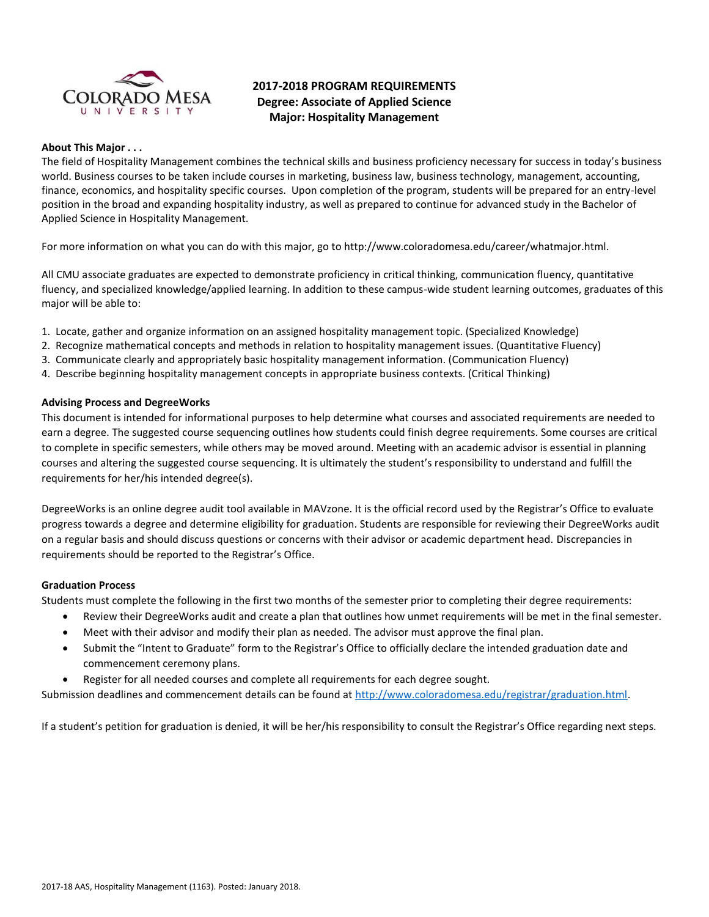# 2017-2018 PROGRAM REQUIREMENTS
## Degree: Associate of Applied Science
## Major: Hospitality Management

**About This Major . . .**

The field of Hospitality Management combines the technical skills and business proficiency necessary for success in today's business world. Business courses to be taken include courses in marketing, business law, business technology, management, accounting, finance, economics, and hospitality specific courses. Upon completion of the program, students will be prepared for an entry-level position in the broad and expanding hospitality industry, as well as prepared to continue for advanced study in the Bachelor of Applied Science in Hospitality Management.

For more information on what you can do with this major, go to http://www.coloradomesa.edu/career/whatmajor.html.

All CMU associate graduates are expected to demonstrate proficiency in critical thinking, communication fluency, quantitative fluency, and specialized knowledge/applied learning. In addition to these campus-wide student learning outcomes, graduates of this major will be able to:

1. Locate, gather and organize information on an assigned hospitality management topic. (Specialized Knowledge)
2. Recognize mathematical concepts and methods in relation to hospitality management issues. (Quantitative Fluency)
3. Communicate clearly and appropriately basic hospitality management information. (Communication Fluency)
4. Describe beginning hospitality management concepts in appropriate business contexts. (Critical Thinking)

**Advising Process and DegreeWorks**

This document is intended for informational purposes to help determine what courses and associated requirements are needed to earn a degree. The suggested course sequencing outlines how students could finish degree requirements. Some courses are critical to complete in specific semesters, while others may be moved around. Meeting with an academic advisor is essential in planning courses and altering the suggested course sequencing. It is ultimately the student's responsibility to understand and fulfill the requirements for her/his intended degree(s).

DegreeWorks is an online degree audit tool available in MAVzone. It is the official record used by the Registrar's Office to evaluate progress towards a degree and determine eligibility for graduation. Students are responsible for reviewing their DegreeWorks audit on a regular basis and should discuss questions or concerns with their advisor or academic department head. Discrepancies in requirements should be reported to the Registrar's Office.

**Graduation Process**

Students must complete the following in the first two months of the semester prior to completing their degree requirements:

- Review their DegreeWorks audit and create a plan that outlines how unmet requirements will be met in the final semester.
- Meet with their advisor and modify their plan as needed. The advisor must approve the final plan.
- Submit the "Intent to Graduate" form to the Registrar's Office to officially declare the intended graduation date and commencement ceremony plans.
- Register for all needed courses and complete all requirements for each degree sought.

Submission deadlines and commencement details can be found at http://www.coloradomesa.edu/registrar/graduation.html.

If a student's petition for graduation is denied, it will be her/his responsibility to consult the Registrar's Office regarding next steps.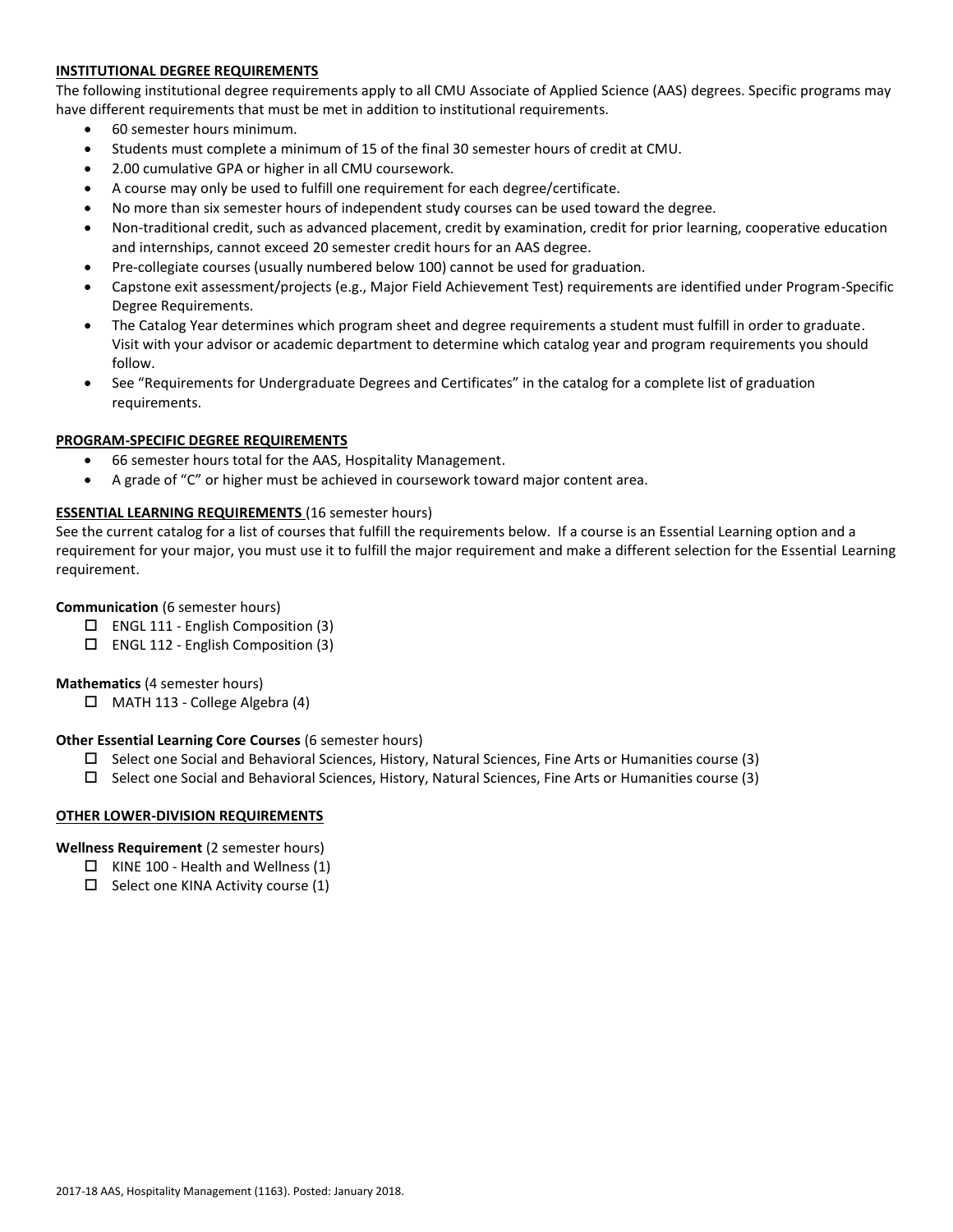## INSTITUTIONAL DEGREE REQUIREMENTS

The following institutional degree requirements apply to all CMU Associate of Applied Science (AAS) degrees. Specific programs may have different requirements that must be met in addition to institutional requirements.

- 60 semester hours minimum.
- Students must complete a minimum of 15 of the final 30 semester hours of credit at CMU.
- 2.00 cumulative GPA or higher in all CMU coursework.
- A course may only be used to fulfill one requirement for each degree/certificate.
- No more than six semester hours of independent study courses can be used toward the degree.
- Non-traditional credit, such as advanced placement, credit by examination, credit for prior learning, cooperative education and internships, cannot exceed 20 semester credit hours for an AAS degree.
- Pre-collegiate courses (usually numbered below 100) cannot be used for graduation.
- Capstone exit assessment/projects (e.g., Major Field Achievement Test) requirements are identified under Program-Specific Degree Requirements.
- The Catalog Year determines which program sheet and degree requirements a student must fulfill in order to graduate. Visit with your advisor or academic department to determine which catalog year and program requirements you should follow.
- See "Requirements for Undergraduate Degrees and Certificates" in the catalog for a complete list of graduation requirements.

## PROGRAM-SPECIFIC DEGREE REQUIREMENTS

- 66 semester hours total for the AAS, Hospitality Management.
- A grade of "C" or higher must be achieved in coursework toward major content area.

## ESSENTIAL LEARNING REQUIREMENTS (16 semester hours)

See the current catalog for a list of courses that fulfill the requirements below. If a course is an Essential Learning option and a requirement for your major, you must use it to fulfill the major requirement and make a different selection for the Essential Learning requirement.

**Communication** (6 semester hours)

- ☐ ENGL 111 - English Composition (3)
- ☐ ENGL 112 - English Composition (3)

**Mathematics** (4 semester hours)

- ☐ MATH 113 - College Algebra (4)

**Other Essential Learning Core Courses** (6 semester hours)

- ☐ Select one Social and Behavioral Sciences, History, Natural Sciences, Fine Arts or Humanities course (3)
- ☐ Select one Social and Behavioral Sciences, History, Natural Sciences, Fine Arts or Humanities course (3)

## OTHER LOWER-DIVISION REQUIREMENTS

**Wellness Requirement** (2 semester hours)

- ☐ KINE 100 - Health and Wellness (1)
- ☐ Select one KINA Activity course (1)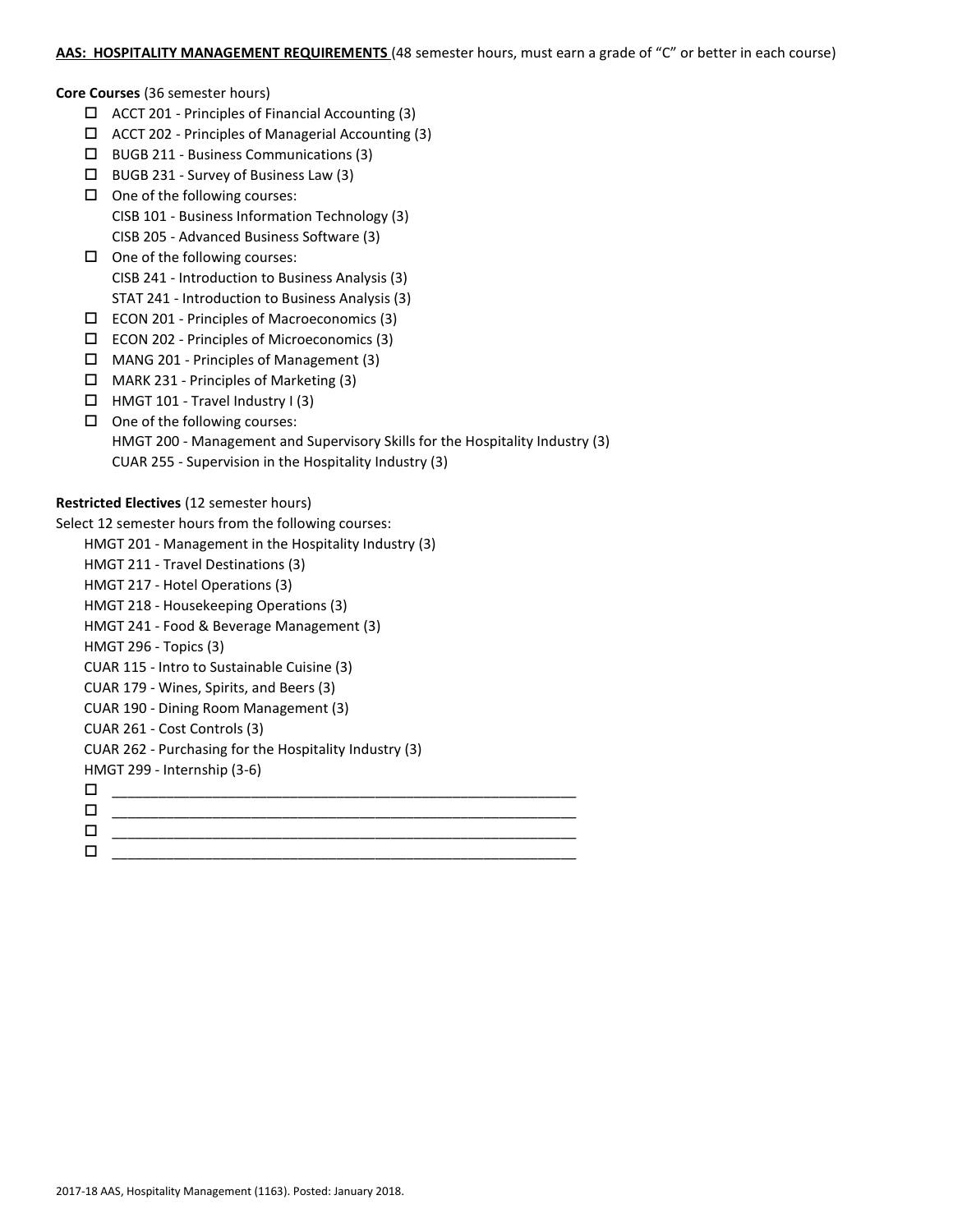**AAS: HOSPITALITY MANAGEMENT REQUIREMENTS** (48 semester hours, must earn a grade of "C" or better in each course)

**Core Courses** (36 semester hours)

- ☐ ACCT 201 - Principles of Financial Accounting (3)
- ☐ ACCT 202 - Principles of Managerial Accounting (3)
- ☐ BUGB 211 - Business Communications (3)
- ☐ BUGB 231 - Survey of Business Law (3)
- ☐ One of the following courses:
  CISB 101 - Business Information Technology (3)
  CISB 205 - Advanced Business Software (3)
- ☐ One of the following courses:
  CISB 241 - Introduction to Business Analysis (3)
  STAT 241 - Introduction to Business Analysis (3)
- ☐ ECON 201 - Principles of Macroeconomics (3)
- ☐ ECON 202 - Principles of Microeconomics (3)
- ☐ MANG 201 - Principles of Management (3)
- ☐ MARK 231 - Principles of Marketing (3)
- ☐ HMGT 101 - Travel Industry I (3)
- ☐ One of the following courses:
  HMGT 200 - Management and Supervisory Skills for the Hospitality Industry (3)
  CUAR 255 - Supervision in the Hospitality Industry (3)

**Restricted Electives** (12 semester hours)

Select 12 semester hours from the following courses:

HMGT 201 - Management in the Hospitality Industry (3)
HMGT 211 - Travel Destinations (3)
HMGT 217 - Hotel Operations (3)
HMGT 218 - Housekeeping Operations (3)
HMGT 241 - Food & Beverage Management (3)
HMGT 296 - Topics (3)
CUAR 115 - Intro to Sustainable Cuisine (3)
CUAR 179 - Wines, Spirits, and Beers (3)
CUAR 190 - Dining Room Management (3)
CUAR 261 - Cost Controls (3)
CUAR 262 - Purchasing for the Hospitality Industry (3)
HMGT 299 - Internship (3-6)

- ☐ ____________________________________________________________
- ☐ ____________________________________________________________
- ☐ ____________________________________________________________
- ☐ ____________________________________________________________

2017-18 AAS, Hospitality Management (1163). Posted: January 2018.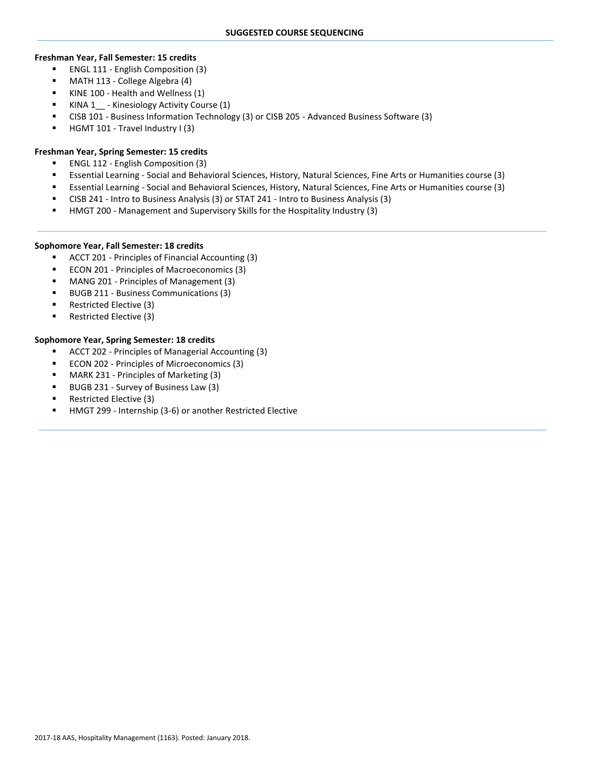## SUGGESTED COURSE SEQUENCING

**Freshman Year, Fall Semester: 15 credits**

- ENGL 111 - English Composition (3)
- MATH 113 - College Algebra (4)
- KINE 100 - Health and Wellness (1)
- KINA 1__ - Kinesiology Activity Course (1)
- CISB 101 - Business Information Technology (3) or CISB 205 - Advanced Business Software (3)
- HGMT 101 - Travel Industry I (3)

**Freshman Year, Spring Semester: 15 credits**

- ENGL 112 - English Composition (3)
- Essential Learning - Social and Behavioral Sciences, History, Natural Sciences, Fine Arts or Humanities course (3)
- Essential Learning - Social and Behavioral Sciences, History, Natural Sciences, Fine Arts or Humanities course (3)
- CISB 241 - Intro to Business Analysis (3) or STAT 241 - Intro to Business Analysis (3)
- HMGT 200 - Management and Supervisory Skills for the Hospitality Industry (3)

**Sophomore Year, Fall Semester: 18 credits**

- ACCT 201 - Principles of Financial Accounting (3)
- ECON 201 - Principles of Macroeconomics (3)
- MANG 201 - Principles of Management (3)
- BUGB 211 - Business Communications (3)
- Restricted Elective (3)
- Restricted Elective (3)

**Sophomore Year, Spring Semester: 18 credits**

- ACCT 202 - Principles of Managerial Accounting (3)
- ECON 202 - Principles of Microeconomics (3)
- MARK 231 - Principles of Marketing (3)
- BUGB 231 - Survey of Business Law (3)
- Restricted Elective (3)
- HMGT 299 - Internship (3-6) or another Restricted Elective

2017-18 AAS, Hospitality Management (1163). Posted: January 2018.